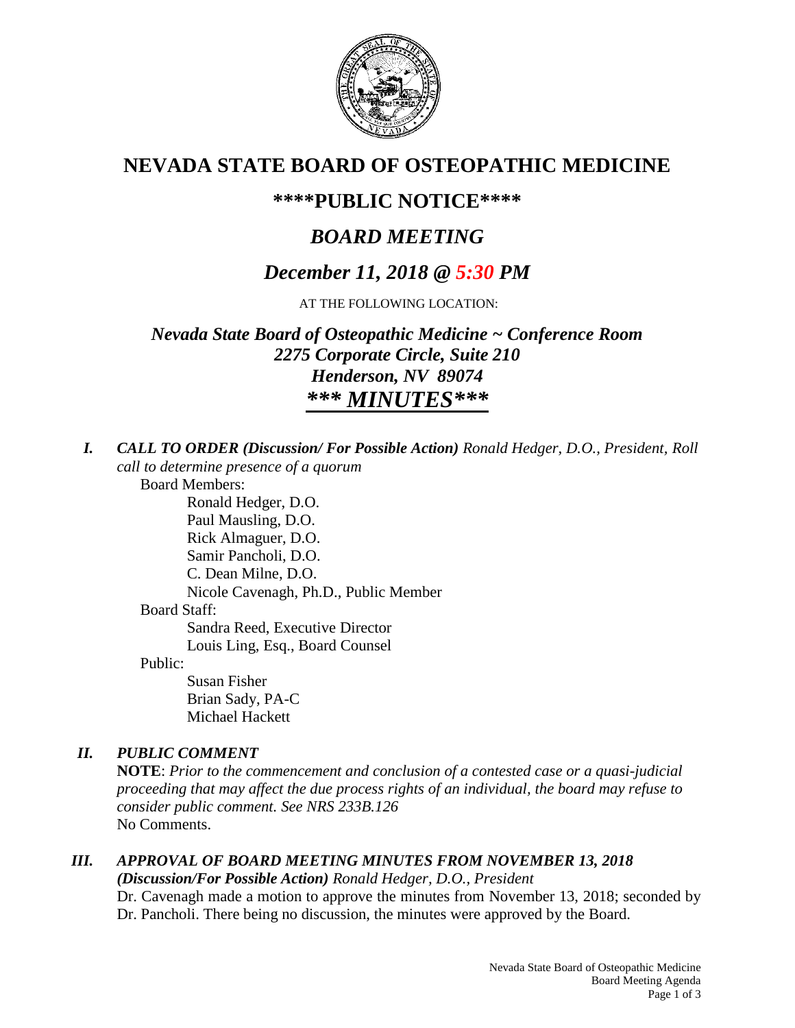# NEVADA STATE BOARD OF OSTEOPATHIC MEDICINE

## \*\*\*\*PUBLIC NOTICE\*\*\*\*

## *BOARD MEETING*

## *December 11, 2018 @ 5:30 PM*

AT THE FOLLOWING LOCATION:

***Nevada State Board of Osteopathic Medicine ~ Conference Room***
***2275 Corporate Circle, Suite 210***
***Henderson, NV 89074***

## ***\*\*\* MINUTES\*\*\****

***I. CALL TO ORDER (Discussion/ For Possible Action)*** *Ronald Hedger, D.O., President, Roll call to determine presence of a quorum*

Board Members:
- Ronald Hedger, D.O.
- Paul Mausling, D.O.
- Rick Almaguer, D.O.
- Samir Pancholi, D.O.
- C. Dean Milne, D.O.
- Nicole Cavenagh, Ph.D., Public Member

Board Staff:
- Sandra Reed, Executive Director
- Louis Ling, Esq., Board Counsel

Public:
- Susan Fisher
- Brian Sady, PA-C
- Michael Hackett

***II. PUBLIC COMMENT***

**NOTE**: *Prior to the commencement and conclusion of a contested case or a quasi-judicial proceeding that may affect the due process rights of an individual, the board may refuse to consider public comment. See NRS 233B.126*

No Comments.

***III. APPROVAL OF BOARD MEETING MINUTES FROM NOVEMBER 13, 2018 (Discussion/For Possible Action)*** *Ronald Hedger, D.O., President*

Dr. Cavenagh made a motion to approve the minutes from November 13, 2018; seconded by Dr. Pancholi. There being no discussion, the minutes were approved by the Board.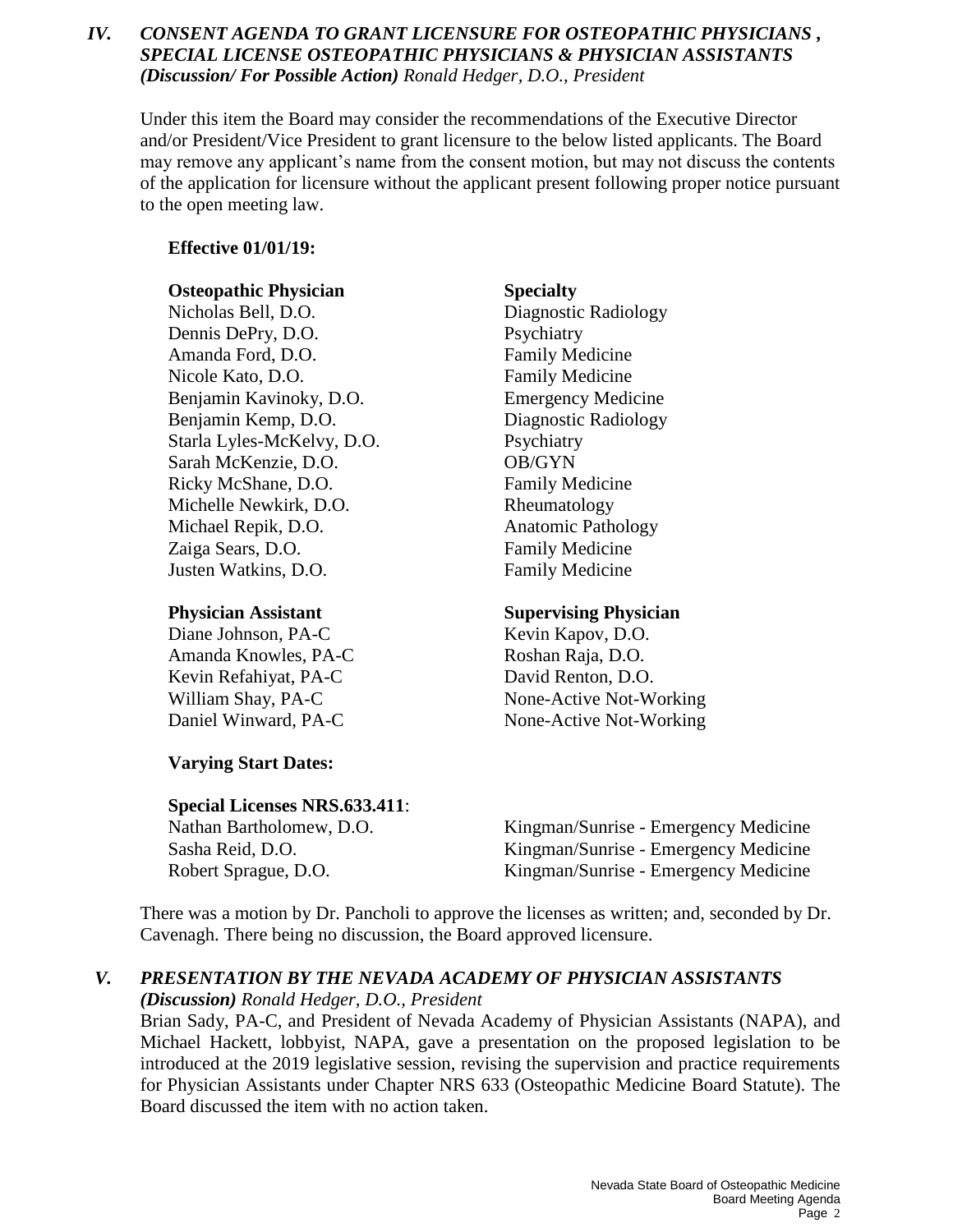## *IV. CONSENT AGENDA TO GRANT LICENSURE FOR OSTEOPATHIC PHYSICIANS , SPECIAL LICENSE OSTEOPATHIC PHYSICIANS & PHYSICIAN ASSISTANTS (Discussion/ For Possible Action)* *Ronald Hedger, D.O., President*

Under this item the Board may consider the recommendations of the Executive Director and/or President/Vice President to grant licensure to the below listed applicants. The Board may remove any applicant's name from the consent motion, but may not discuss the contents of the application for licensure without the applicant present following proper notice pursuant to the open meeting law.

**Effective 01/01/19:**

| **Osteopathic Physician** | **Specialty** |
|---|---|
| Nicholas Bell, D.O. | Diagnostic Radiology |
| Dennis DePry, D.O. | Psychiatry |
| Amanda Ford, D.O. | Family Medicine |
| Nicole Kato, D.O. | Family Medicine |
| Benjamin Kavinoky, D.O. | Emergency Medicine |
| Benjamin Kemp, D.O. | Diagnostic Radiology |
| Starla Lyles-McKelvy, D.O. | Psychiatry |
| Sarah McKenzie, D.O. | OB/GYN |
| Ricky McShane, D.O. | Family Medicine |
| Michelle Newkirk, D.O. | Rheumatology |
| Michael Repik, D.O. | Anatomic Pathology |
| Zaiga Sears, D.O. | Family Medicine |
| Justen Watkins, D.O. | Family Medicine |

| **Physician Assistant** | **Supervising Physician** |
|---|---|
| Diane Johnson, PA-C | Kevin Kapov, D.O. |
| Amanda Knowles, PA-C | Roshan Raja, D.O. |
| Kevin Refahiyat, PA-C | David Renton, D.O. |
| William Shay, PA-C | None-Active Not-Working |
| Daniel Winward, PA-C | None-Active Not-Working |

**Varying Start Dates:**

**Special Licenses NRS.633.411**:

| | |
|---|---|
| Nathan Bartholomew, D.O. | Kingman/Sunrise - Emergency Medicine |
| Sasha Reid, D.O. | Kingman/Sunrise - Emergency Medicine |
| Robert Sprague, D.O. | Kingman/Sunrise - Emergency Medicine |

There was a motion by Dr. Pancholi to approve the licenses as written; and, seconded by Dr. Cavenagh. There being no discussion, the Board approved licensure.

## *V. PRESENTATION BY THE NEVADA ACADEMY OF PHYSICIAN ASSISTANTS (Discussion)* *Ronald Hedger, D.O., President*

Brian Sady, PA-C, and President of Nevada Academy of Physician Assistants (NAPA), and Michael Hackett, lobbyist, NAPA, gave a presentation on the proposed legislation to be introduced at the 2019 legislative session, revising the supervision and practice requirements for Physician Assistants under Chapter NRS 633 (Osteopathic Medicine Board Statute). The Board discussed the item with no action taken.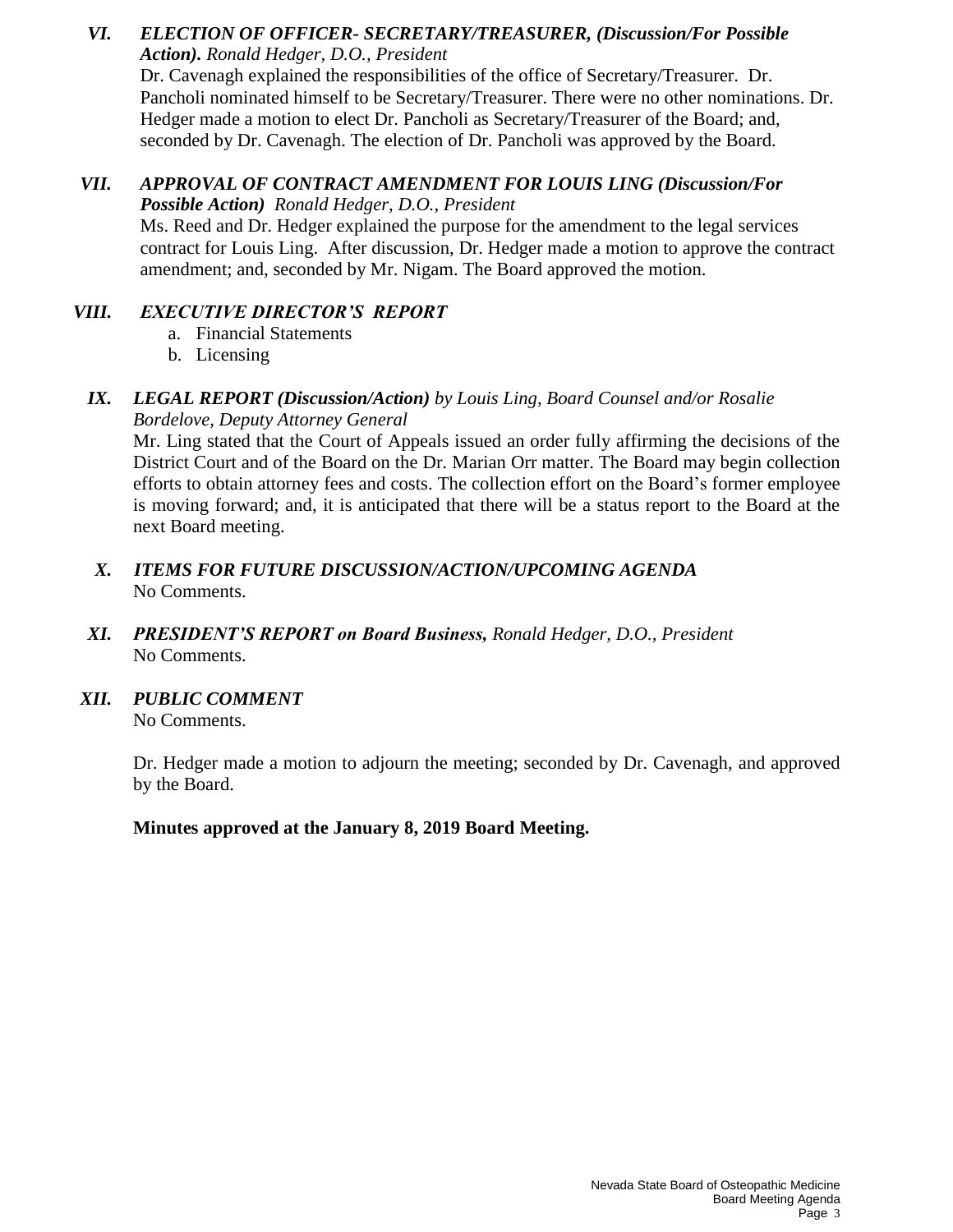### *VI. ELECTION OF OFFICER- SECRETARY/TREASURER, (Discussion/For Possible Action). Ronald Hedger, D.O., President*

Dr. Cavenagh explained the responsibilities of the office of Secretary/Treasurer. Dr. Pancholi nominated himself to be Secretary/Treasurer. There were no other nominations. Dr. Hedger made a motion to elect Dr. Pancholi as Secretary/Treasurer of the Board; and, seconded by Dr. Cavenagh. The election of Dr. Pancholi was approved by the Board.

### *VII. APPROVAL OF CONTRACT AMENDMENT FOR LOUIS LING (Discussion/For Possible Action) Ronald Hedger, D.O., President*

Ms. Reed and Dr. Hedger explained the purpose for the amendment to the legal services contract for Louis Ling. After discussion, Dr. Hedger made a motion to approve the contract amendment; and, seconded by Mr. Nigam. The Board approved the motion.

### *VIII. EXECUTIVE DIRECTOR'S REPORT*

a. Financial Statements
b. Licensing

### *IX. LEGAL REPORT (Discussion/Action) by Louis Ling, Board Counsel and/or Rosalie Bordelove, Deputy Attorney General*

Mr. Ling stated that the Court of Appeals issued an order fully affirming the decisions of the District Court and of the Board on the Dr. Marian Orr matter. The Board may begin collection efforts to obtain attorney fees and costs. The collection effort on the Board's former employee is moving forward; and, it is anticipated that there will be a status report to the Board at the next Board meeting.

### *X. ITEMS FOR FUTURE DISCUSSION/ACTION/UPCOMING AGENDA*

No Comments.

### *XI. PRESIDENT'S REPORT on Board Business, Ronald Hedger, D.O., President*

No Comments.

### *XII. PUBLIC COMMENT*

No Comments.

Dr. Hedger made a motion to adjourn the meeting; seconded by Dr. Cavenagh, and approved by the Board.

**Minutes approved at the January 8, 2019 Board Meeting.**